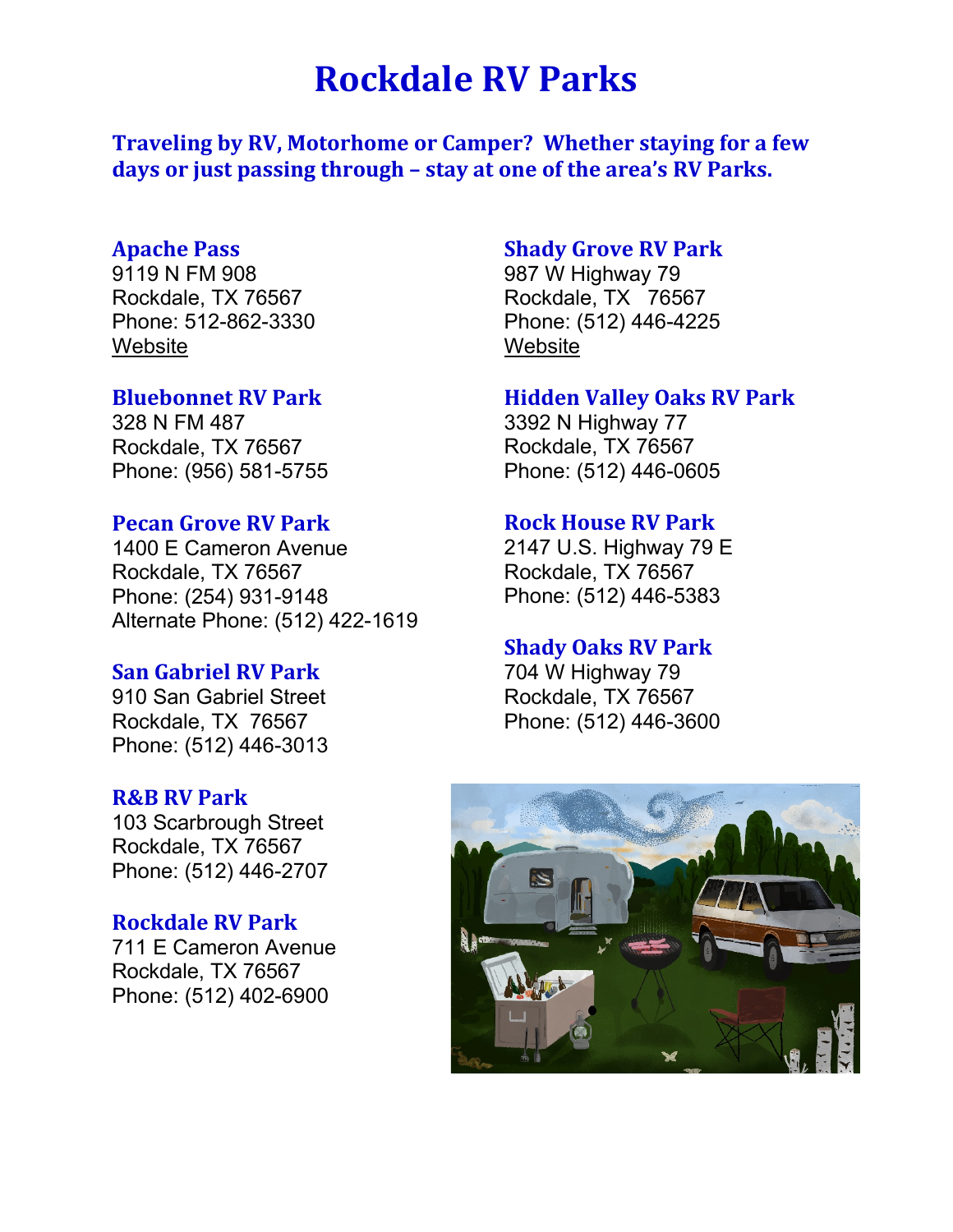# Rockdale RV Parks

**Traveling by RV, Motorhome or Camper? Whether staying for a few days or just passing through – stay at one of the area's RV Parks.**

### Apache Pass
9119 N FM 908
Rockdale, TX 76567
Phone: 512-862-3330
Website

### Bluebonnet RV Park
328 N FM 487
Rockdale, TX 76567
Phone: (956) 581-5755

### Pecan Grove RV Park
1400 E Cameron Avenue
Rockdale, TX 76567
Phone: (254) 931-9148
Alternate Phone: (512) 422-1619

### San Gabriel RV Park
910 San Gabriel Street
Rockdale, TX 76567
Phone: (512) 446-3013

### R&B RV Park
103 Scarbrough Street
Rockdale, TX 76567
Phone: (512) 446-2707

### Rockdale RV Park
711 E Cameron Avenue
Rockdale, TX 76567
Phone: (512) 402-6900

### Shady Grove RV Park
987 W Highway 79
Rockdale, TX 76567
Phone: (512) 446-4225
Website

### Hidden Valley Oaks RV Park
3392 N Highway 77
Rockdale, TX 76567
Phone: (512) 446-0605

### Rock House RV Park
2147 U.S. Highway 79 E
Rockdale, TX 76567
Phone: (512) 446-5383

### Shady Oaks RV Park
704 W Highway 79
Rockdale, TX 76567
Phone: (512) 446-3600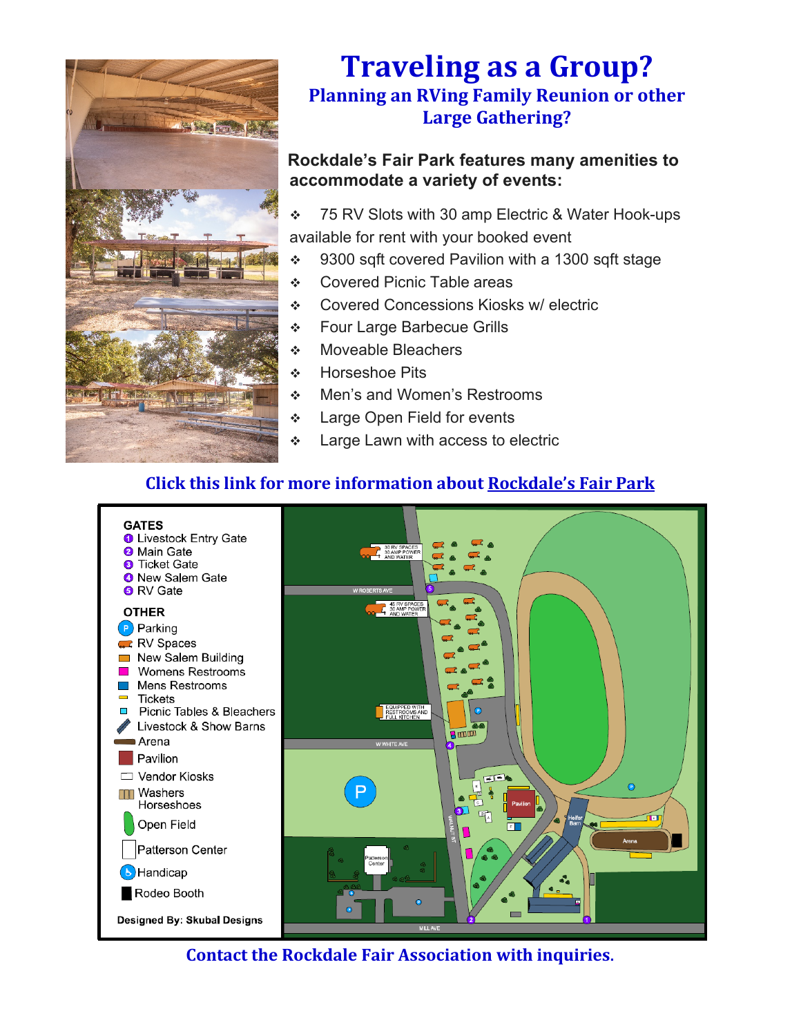# Traveling as a Group?

## Planning an RVing Family Reunion or other Large Gathering?

**Rockdale's Fair Park features many amenities to accommodate a variety of events:**

- 75 RV Slots with 30 amp Electric & Water Hook-ups available for rent with your booked event
- 9300 sqft covered Pavilion with a 1300 sqft stage
- Covered Picnic Table areas
- Covered Concessions Kiosks w/ electric
- Four Large Barbecue Grills
- Moveable Bleachers
- Horseshoe Pits
- Men's and Women's Restrooms
- Large Open Field for events
- Large Lawn with access to electric

**Click this link for more information about Rockdale's Fair Park**

GATES
1 Livestock Entry Gate
2 Main Gate
3 Ticket Gate
4 New Salem Gate
5 RV Gate

OTHER
Parking
RV Spaces
New Salem Building
Womens Restrooms
Mens Restrooms
Tickets
Picnic Tables & Bleachers
Livestock & Show Barns
Arena
Pavilion
Vendor Kiosks
Washers
Horseshoes
Open Field
Patterson Center
Handicap
Rodeo Booth

Designed By: Skubal Designs

30 RV SPACES 30 AMP POWER AND WATER
45 RV SPACES 30 AMP POWER AND WATER
EQUIPPED WITH RESTROOMS AND FULL KITCHEN
W ROBERTS AVE
W WHITE AVE
WALNUT ST
MILL AVE
Pavilion
Heifer Barn
Arena
Patterson Center

**Contact the Rockdale Fair Association with inquiries.**